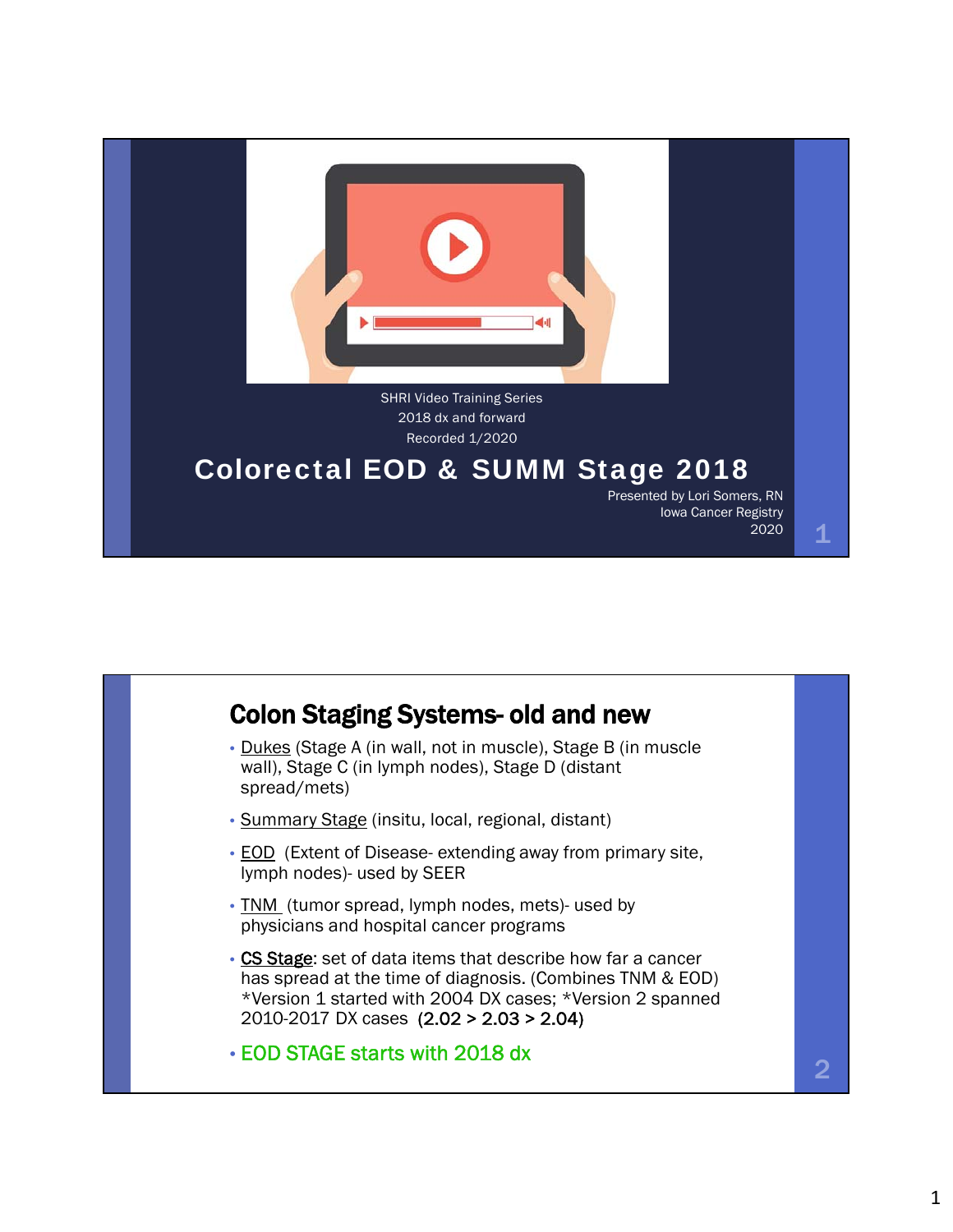SHRI Video Training Series
2018 dx and forward
Recorded 1/2020

# Colorectal EOD & SUMM Stage 2018

Presented by Lori Somers, RN
Iowa Cancer Registry
2020

## Colon Staging Systems- old and new

- Dukes (Stage A (in wall, not in muscle), Stage B (in muscle wall), Stage C (in lymph nodes), Stage D (distant spread/mets)
- Summary Stage (insitu, local, regional, distant)
- EOD (Extent of Disease- extending away from primary site, lymph nodes)- used by SEER
- TNM (tumor spread, lymph nodes, mets)- used by physicians and hospital cancer programs
- CS Stage: set of data items that describe how far a cancer has spread at the time of diagnosis. (Combines TNM & EOD) *Version 1 started with 2004 DX cases; *Version 2 spanned 2010-2017 DX cases (2.02 > 2.03 > 2.04)
- EOD STAGE starts with 2018 dx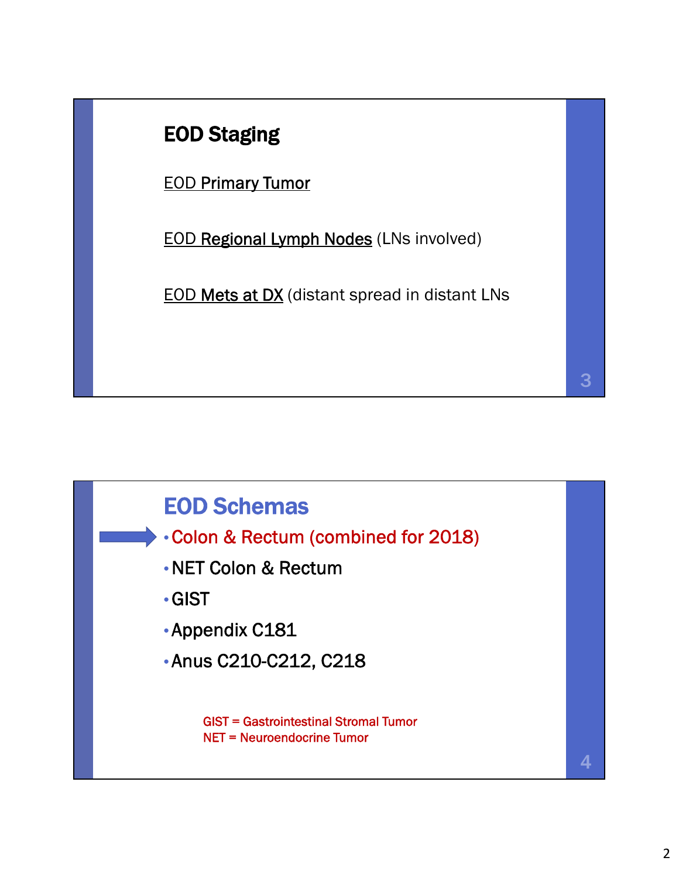## EOD Staging

EOD Primary Tumor

EOD Regional Lymph Nodes (LNs involved)

EOD Mets at DX (distant spread in distant LNs

## EOD Schemas

- Colon & Rectum (combined for 2018)
- NET Colon & Rectum
- GIST
- Appendix C181
- Anus C210-C212, C218

GIST = Gastrointestinal Stromal Tumor
NET = Neuroendocrine Tumor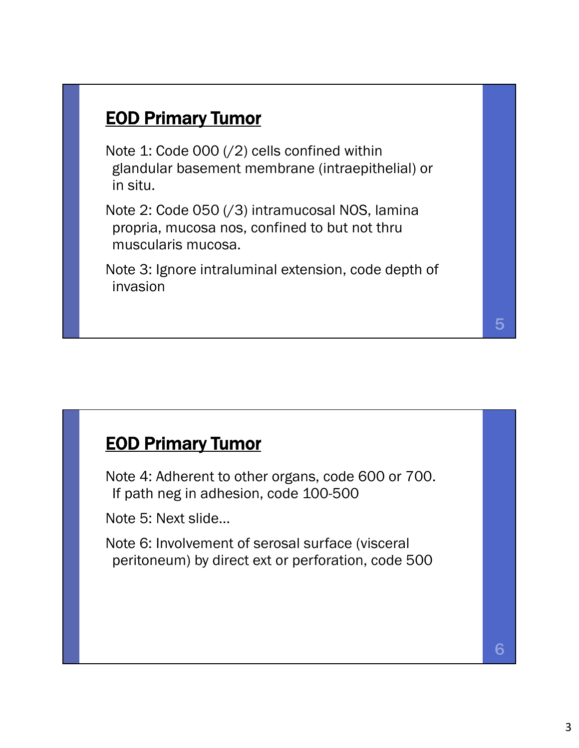## EOD Primary Tumor

Note 1: Code 000 (/2) cells confined within glandular basement membrane (intraepithelial) or in situ.

Note 2: Code 050 (/3) intramucosal NOS, lamina propria, mucosa nos, confined to but not thru muscularis mucosa.

Note 3: Ignore intraluminal extension, code depth of invasion

## EOD Primary Tumor

Note 4: Adherent to other organs, code 600 or 700. If path neg in adhesion, code 100-500

Note 5: Next slide…

Note 6: Involvement of serosal surface (visceral peritoneum) by direct ext or perforation, code 500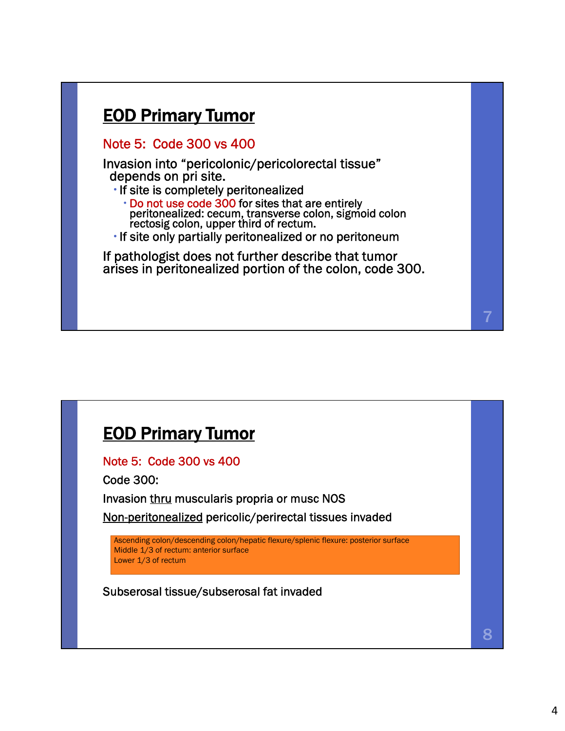## EOD Primary Tumor

Note 5: Code 300 vs 400

Invasion into "pericolonic/pericolorectal tissue" depends on pri site.

- If site is completely peritonealized
  - Do not use code 300 for sites that are entirely peritonealized: cecum, transverse colon, sigmoid colon rectosig colon, upper third of rectum.
- If site only partially peritonealized or no peritoneum

If pathologist does not further describe that tumor arises in peritonealized portion of the colon, code 300.

## EOD Primary Tumor

Note 5: Code 300 vs 400

Code 300:

Invasion thru muscularis propria or musc NOS

Non-peritonealized pericolic/perirectal tissues invaded

Ascending colon/descending colon/hepatic flexure/splenic flexure: posterior surface
Middle 1/3 of rectum: anterior surface
Lower 1/3 of rectum

Subserosal tissue/subserosal fat invaded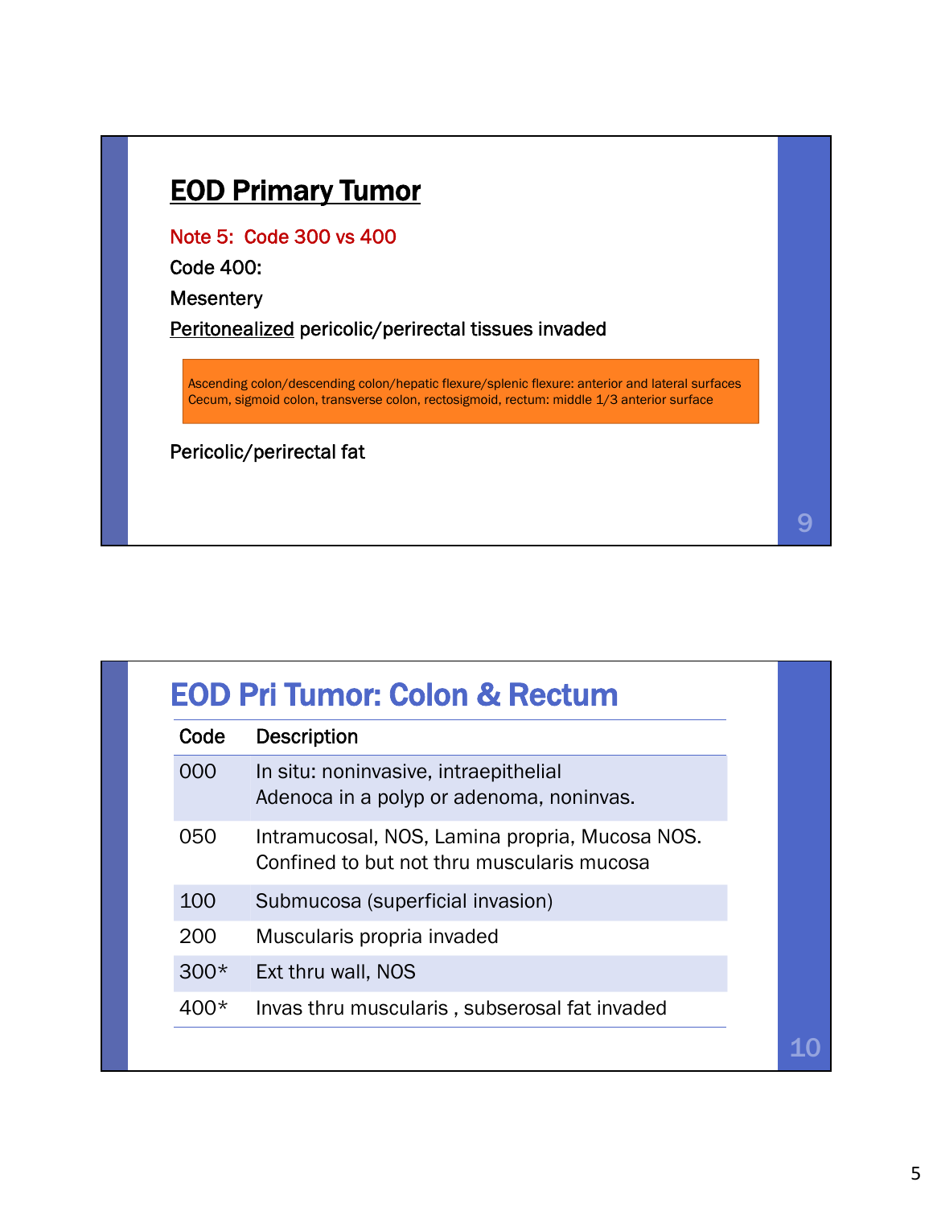## EOD Primary Tumor

Note 5: Code 300 vs 400

Code 400:

Mesentery

Peritonealized pericolic/perirectal tissues invaded

> Ascending colon/descending colon/hepatic flexure/splenic flexure: anterior and lateral surfaces
> Cecum, sigmoid colon, transverse colon, rectosigmoid, rectum: middle 1/3 anterior surface

Pericolic/perirectal fat

## EOD Pri Tumor: Colon & Rectum

| Code | Description |
| --- | --- |
| 000 | In situ: noninvasive, intraepithelial<br>Adenoca in a polyp or adenoma, noninvas. |
| 050 | Intramucosal, NOS, Lamina propria, Mucosa NOS.<br>Confined to but not thru muscularis mucosa |
| 100 | Submucosa (superficial invasion) |
| 200 | Muscularis propria invaded |
| 300* | Ext thru wall, NOS |
| 400* | Invas thru muscularis , subserosal fat invaded |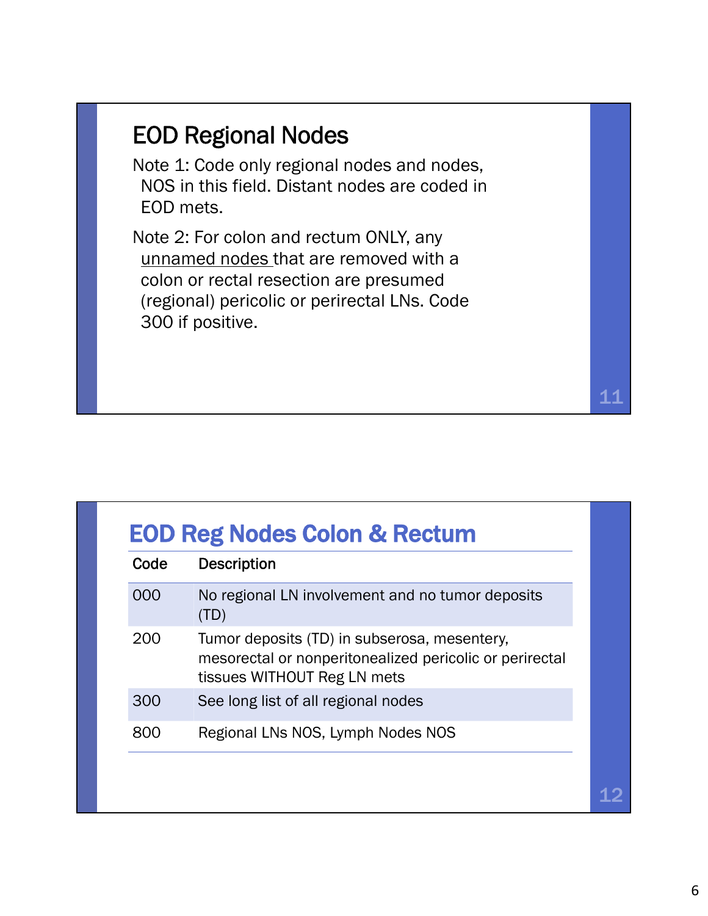## EOD Regional Nodes

Note 1: Code only regional nodes and nodes, NOS in this field. Distant nodes are coded in EOD mets.

Note 2: For colon and rectum ONLY, any unnamed nodes that are removed with a colon or rectal resection are presumed (regional) pericolic or perirectal LNs. Code 300 if positive.

## EOD Reg Nodes Colon & Rectum

| Code | Description |
|---|---|
| 000 | No regional LN involvement and no tumor deposits (TD) |
| 200 | Tumor deposits (TD) in subserosa, mesentery, mesorectal or nonperitonealized pericolic or perirectal tissues WITHOUT Reg LN mets |
| 300 | See long list of all regional nodes |
| 800 | Regional LNs NOS, Lymph Nodes NOS |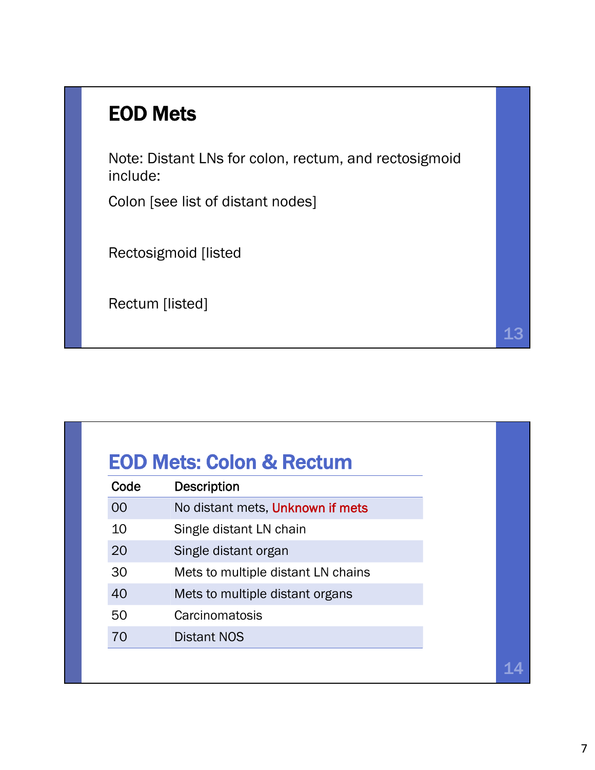## EOD Mets

Note: Distant LNs for colon, rectum, and rectosigmoid include:

Colon [see list of distant nodes]

Rectosigmoid [listed

Rectum [listed]

## EOD Mets: Colon & Rectum

| Code | Description |
|---|---|
| 00 | No distant mets, Unknown if mets |
| 10 | Single distant LN chain |
| 20 | Single distant organ |
| 30 | Mets to multiple distant LN chains |
| 40 | Mets to multiple distant organs |
| 50 | Carcinomatosis |
| 70 | Distant NOS |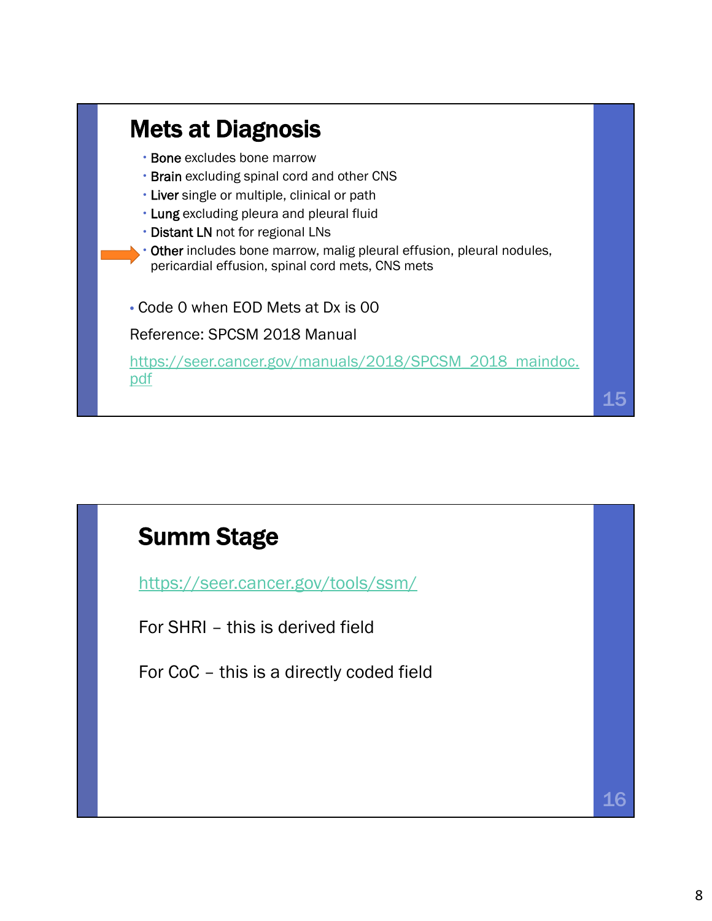## Mets at Diagnosis

- **Bone** excludes bone marrow
- **Brain** excluding spinal cord and other CNS
- **Liver** single or multiple, clinical or path
- **Lung** excluding pleura and pleural fluid
- **Distant LN** not for regional LNs
- **Other** includes bone marrow, malig pleural effusion, pleural nodules, pericardial effusion, spinal cord mets, CNS mets

- Code 0 when EOD Mets at Dx is 00

Reference: SPCSM 2018 Manual

https://seer.cancer.gov/manuals/2018/SPCSM_2018_maindoc.pdf

## Summ Stage

https://seer.cancer.gov/tools/ssm/

For SHRI – this is derived field

For CoC – this is a directly coded field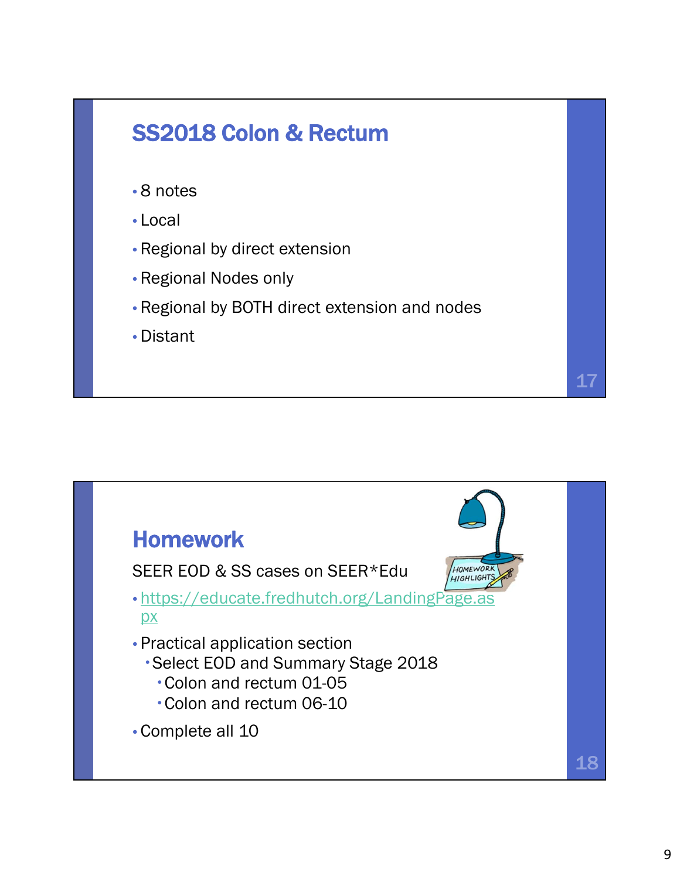## SS2018 Colon & Rectum

- 8 notes
- Local
- Regional by direct extension
- Regional Nodes only
- Regional by BOTH direct extension and nodes
- Distant

## Homework

SEER EOD & SS cases on SEER*Edu

- https://educate.fredhutch.org/LandingPage.aspx
- Practical application section
  - Select EOD and Summary Stage 2018
    - Colon and rectum 01-05
    - Colon and rectum 06-10
- Complete all 10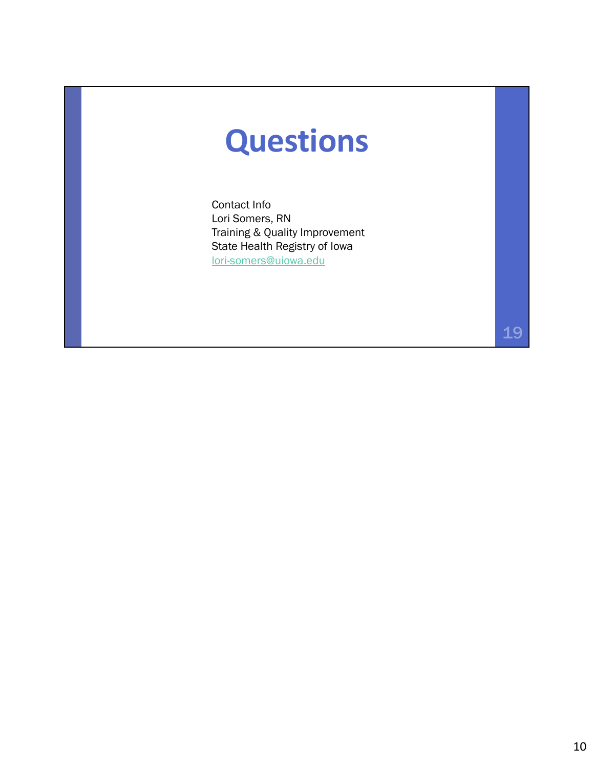# Questions

Contact Info
Lori Somers, RN
Training & Quality Improvement
State Health Registry of Iowa
lori-somers@uiowa.edu